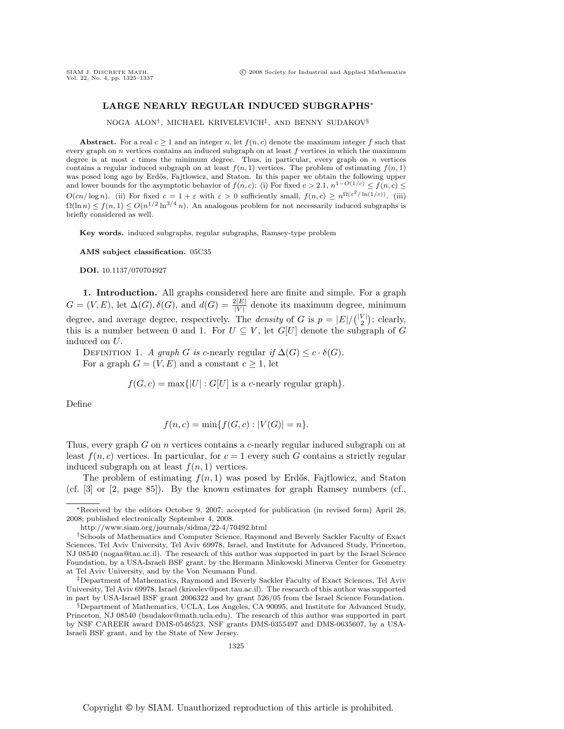# LARGE NEARLY REGULAR INDUCED SUBGRAPHS*

NOGA ALON†, MICHAEL KRIVELEVICH‡, AND BENNY SUDAKOV§

**Abstract.** For a real $c \geq 1$ and an integer $n$, let $f(n, c)$ denote the maximum integer $f$ such that every graph on $n$ vertices contains an induced subgraph on at least $f$ vertices in which the maximum degree is at most $c$ times the minimum degree. Thus, in particular, every graph on $n$ vertices contains a regular induced subgraph on at least $f(n, 1)$ vertices. The problem of estimating $f(n, 1)$ was posed long ago by Erdős, Fajtlowicz, and Staton. In this paper we obtain the following upper and lower bounds for the asymptotic behavior of $f(n, c)$: (i) For fixed $c > 2.1$, $n^{1-O(1/c)} \leq f(n, c) \leq O(cn/\log n)$. (ii) For fixed $c = 1 + \varepsilon$ with $\varepsilon > 0$ sufficiently small, $f(n, c) \geq n^{\Omega(\varepsilon^2/\ln(1/\varepsilon))}$. (iii) $\Omega(\ln n) \leq f(n, 1) \leq O(n^{1/2} \ln^{3/4} n)$. An analogous problem for not necessarily induced subgraphs is briefly considered as well.

**Key words.** induced subgraphs, regular subgraphs, Ramsey-type problem

**AMS subject classification.** 05C35

**DOI.** 10.1137/070704927

**1. Introduction.** All graphs considered here are finite and simple. For a graph $G = (V, E)$, let $\Delta(G), \delta(G)$, and $d(G) = \frac{2|E|}{|V|}$ denote its maximum degree, minimum degree, and average degree, respectively. The *density* of $G$ is $p = |E|/\binom{|V|}{2}$; clearly, this is a number between 0 and 1. For $U \subseteq V$, let $G[U]$ denote the subgraph of $G$ induced on $U$.

DEFINITION 1. *A graph $G$ is $c$-*nearly regular *if $\Delta(G) \leq c \cdot \delta(G)$.*

For a graph $G = (V, E)$ and a constant $c \geq 1$, let

$$f(G, c) = \max\{|U| : G[U] \text{ is a } c\text{-nearly regular graph}\}.$$

Define

$$f(n, c) = \min\{f(G, c) : |V(G)| = n\}.$$

Thus, every graph $G$ on $n$ vertices contains a $c$-nearly regular induced subgraph on at least $f(n, c)$ vertices. In particular, for $c = 1$ every such $G$ contains a strictly regular induced subgraph on at least $f(n, 1)$ vertices.

The problem of estimating $f(n, 1)$ was posed by Erdős, Fajtlowicz, and Staton (cf. [3] or [2, page 85]). By the known estimates for graph Ramsey numbers (cf.,

---

*Received by the editors October 9, 2007; accepted for publication (in revised form) April 28, 2008; published electronically September 4, 2008.

http://www.siam.org/journals/sidma/22-4/70492.html

†Schools of Mathematics and Computer Science, Raymond and Beverly Sackler Faculty of Exact Sciences, Tel Aviv University, Tel Aviv 69978, Israel, and Institute for Advanced Study, Princeton, NJ 08540 (nogaa@tau.ac.il). The research of this author was supported in part by the Israel Science Foundation, by a USA-Israeli BSF grant, by the Hermann Minkowski Minerva Center for Geometry at Tel Aviv University, and by the Von Neumann Fund.

‡Department of Mathematics, Raymond and Beverly Sackler Faculty of Exact Sciences, Tel Aviv University, Tel Aviv 69978, Israel (krivelev@post.tau.ac.il). The research of this author was supported in part by USA-Israel BSF grant 2006322 and by grant 526/05 from the Israel Science Foundation.

§Department of Mathematics, UCLA, Los Angeles, CA 90095, and Institute for Advanced Study, Princeton, NJ 08540 (bsudakov@math.ucla.edu). The research of this author was supported in part by NSF CAREER award DMS-0546523, NSF grants DMS-0355497 and DMS-0635607, by a USA-Israeli BSF grant, and by the State of New Jersey.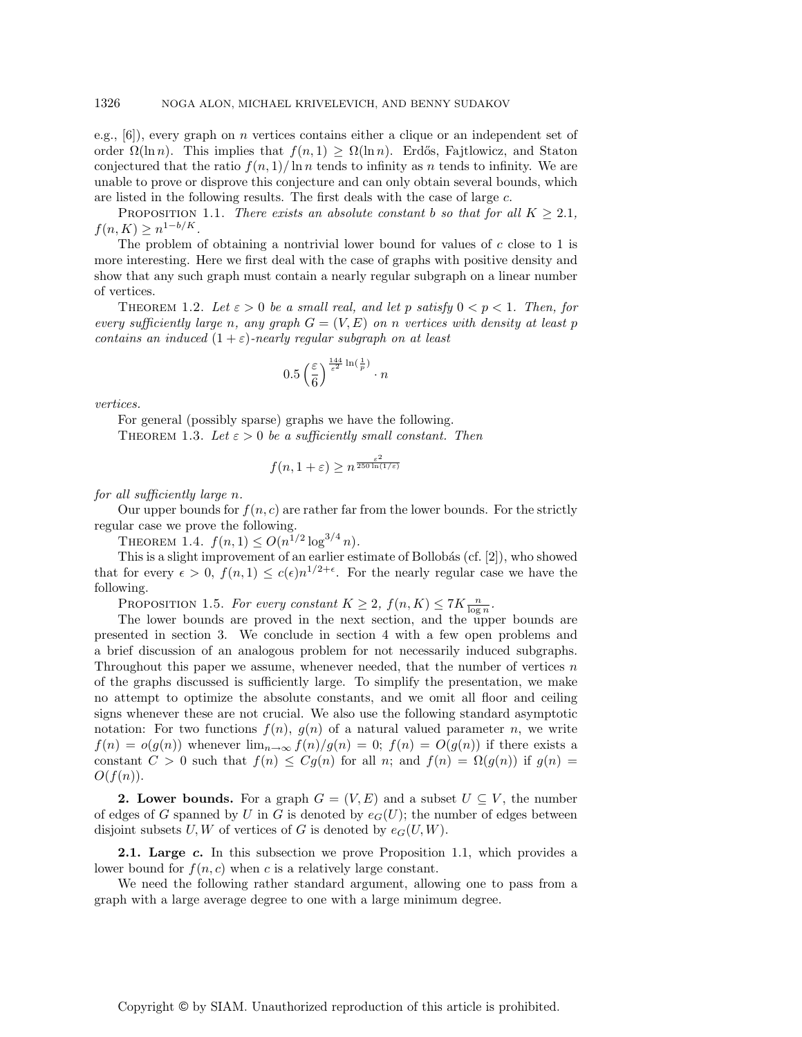e.g., [6]), every graph on $n$ vertices contains either a clique or an independent set of order $\Omega(\ln n)$. This implies that $f(n, 1) \geq \Omega(\ln n)$. Erdős, Fajtlowicz, and Staton conjectured that the ratio $f(n, 1)/\ln n$ tends to infinity as $n$ tends to infinity. We are unable to prove or disprove this conjecture and can only obtain several bounds, which are listed in the following results. The first deals with the case of large $c$.

PROPOSITION 1.1. *There exists an absolute constant $b$ so that for all $K \geq 2.1$, $f(n, K) \geq n^{1-b/K}$.*

The problem of obtaining a nontrivial lower bound for values of $c$ close to 1 is more interesting. Here we first deal with the case of graphs with positive density and show that any such graph must contain a nearly regular subgraph on a linear number of vertices.

THEOREM 1.2. *Let $\varepsilon > 0$ be a small real, and let $p$ satisfy $0 < p < 1$. Then, for every sufficiently large $n$, any graph $G = (V, E)$ on $n$ vertices with density at least $p$ contains an induced $(1 + \varepsilon)$-nearly regular subgraph on at least*

$$0.5 \left(\frac{\varepsilon}{6}\right)^{\frac{144}{\varepsilon^2} \ln\left(\frac{1}{p}\right)} \cdot n$$

*vertices.*

For general (possibly sparse) graphs we have the following.

THEOREM 1.3. *Let $\varepsilon > 0$ be a sufficiently small constant. Then*

$$f(n, 1 + \varepsilon) \geq n^{\frac{\varepsilon^2}{250 \ln(1/\varepsilon)}}$$

*for all sufficiently large $n$.*

Our upper bounds for $f(n, c)$ are rather far from the lower bounds. For the strictly regular case we prove the following.

THEOREM 1.4. *$f(n, 1) \leq O(n^{1/2} \log^{3/4} n)$.*

This is a slight improvement of an earlier estimate of Bollobás (cf. [2]), who showed that for every $\epsilon > 0$, $f(n, 1) \leq c(\epsilon) n^{1/2+\epsilon}$. For the nearly regular case we have the following.

PROPOSITION 1.5. *For every constant $K \geq 2$, $f(n, K) \leq 7K \frac{n}{\log n}$.*

The lower bounds are proved in the next section, and the upper bounds are presented in section 3. We conclude in section 4 with a few open problems and a brief discussion of an analogous problem for not necessarily induced subgraphs. Throughout this paper we assume, whenever needed, that the number of vertices $n$ of the graphs discussed is sufficiently large. To simplify the presentation, we make no attempt to optimize the absolute constants, and we omit all floor and ceiling signs whenever these are not crucial. We also use the following standard asymptotic notation: For two functions $f(n)$, $g(n)$ of a natural valued parameter $n$, we write $f(n) = o(g(n))$ whenever $\lim_{n\to\infty} f(n)/g(n) = 0$; $f(n) = O(g(n))$ if there exists a constant $C > 0$ such that $f(n) \leq Cg(n)$ for all $n$; and $f(n) = \Omega(g(n))$ if $g(n) = O(f(n))$.

## 2. Lower bounds.

For a graph $G = (V, E)$ and a subset $U \subseteq V$, the number of edges of $G$ spanned by $U$ in $G$ is denoted by $e_G(U)$; the number of edges between disjoint subsets $U, W$ of vertices of $G$ is denoted by $e_G(U, W)$.

### 2.1. Large $c$.

In this subsection we prove Proposition 1.1, which provides a lower bound for $f(n, c)$ when $c$ is a relatively large constant.

We need the following rather standard argument, allowing one to pass from a graph with a large average degree to one with a large minimum degree.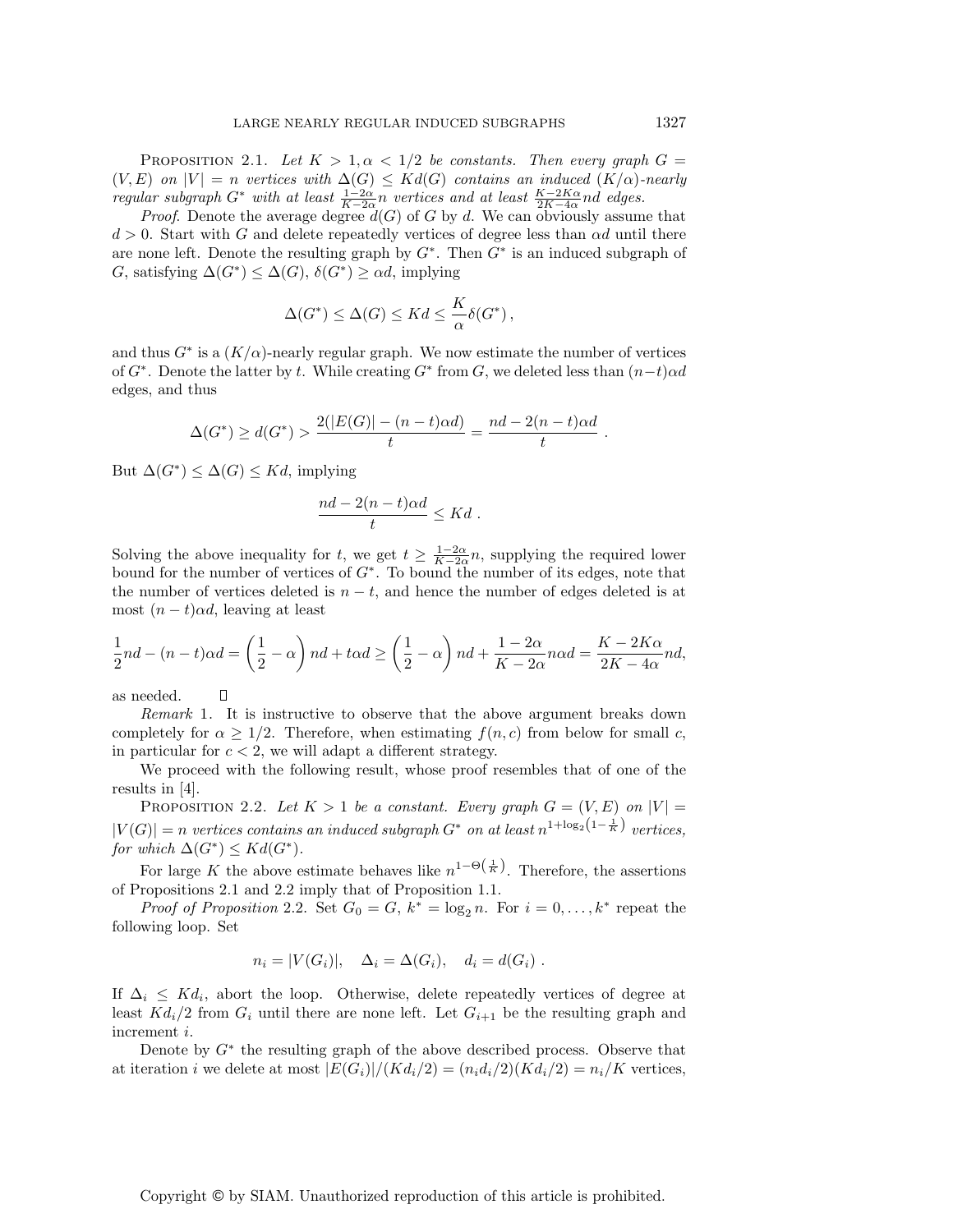**Proposition 2.1.** *Let $K > 1, \alpha < 1/2$ be constants. Then every graph $G = (V, E)$ on $|V| = n$ vertices with $\Delta(G) \leq Kd(G)$ contains an induced $(K/\alpha)$-nearly regular subgraph $G^*$ with at least $\frac{1-2\alpha}{K-2\alpha}n$ vertices and at least $\frac{K-2K\alpha}{2K-4\alpha}nd$ edges.*

*Proof*. Denote the average degree $d(G)$ of $G$ by $d$. We can obviously assume that $d > 0$. Start with $G$ and delete repeatedly vertices of degree less than $\alpha d$ until there are none left. Denote the resulting graph by $G^*$. Then $G^*$ is an induced subgraph of $G$, satisfying $\Delta(G^*) \leq \Delta(G)$, $\delta(G^*) \geq \alpha d$, implying

$$\Delta(G^*) \leq \Delta(G) \leq Kd \leq \frac{K}{\alpha}\delta(G^*)\,,$$

and thus $G^*$ is a $(K/\alpha)$-nearly regular graph. We now estimate the number of vertices of $G^*$. Denote the latter by $t$. While creating $G^*$ from $G$, we deleted less than $(n-t)\alpha d$ edges, and thus

$$\Delta(G^*) \geq d(G^*) > \frac{2(|E(G)| - (n-t)\alpha d)}{t} = \frac{nd - 2(n-t)\alpha d}{t}\ .$$

But $\Delta(G^*) \leq \Delta(G) \leq Kd$, implying

$$\frac{nd - 2(n-t)\alpha d}{t} \leq Kd\ .$$

Solving the above inequality for $t$, we get $t \geq \frac{1-2\alpha}{K-2\alpha}n$, supplying the required lower bound for the number of vertices of $G^*$. To bound the number of its edges, note that the number of vertices deleted is $n - t$, and hence the number of edges deleted is at most $(n-t)\alpha d$, leaving at least

$$\frac{1}{2}nd - (n-t)\alpha d = \left(\frac{1}{2} - \alpha\right)nd + t\alpha d \geq \left(\frac{1}{2} - \alpha\right)nd + \frac{1-2\alpha}{K-2\alpha}n\alpha d = \frac{K-2K\alpha}{2K-4\alpha}nd,$$

as needed. □

*Remark* 1. It is instructive to observe that the above argument breaks down completely for $\alpha \geq 1/2$. Therefore, when estimating $f(n, c)$ from below for small $c$, in particular for $c < 2$, we will adapt a different strategy.

We proceed with the following result, whose proof resembles that of one of the results in [4].

**Proposition 2.2.** *Let $K > 1$ be a constant. Every graph $G = (V, E)$ on $|V| = |V(G)| = n$ vertices contains an induced subgraph $G^*$ on at least $n^{1+\log_2\left(1-\frac{1}{K}\right)}$ vertices, for which $\Delta(G^*) \leq Kd(G^*)$.*

For large $K$ the above estimate behaves like $n^{1-\Theta\left(\frac{1}{K}\right)}$. Therefore, the assertions of Propositions 2.1 and 2.2 imply that of Proposition 1.1.

*Proof of Proposition* 2.2. Set $G_0 = G$, $k^* = \log_2 n$. For $i = 0, \ldots, k^*$ repeat the following loop. Set

$$n_i = |V(G_i)|, \quad \Delta_i = \Delta(G_i), \quad d_i = d(G_i)\ .$$

If $\Delta_i \leq Kd_i$, abort the loop. Otherwise, delete repeatedly vertices of degree at least $Kd_i/2$ from $G_i$ until there are none left. Let $G_{i+1}$ be the resulting graph and increment $i$.

Denote by $G^*$ the resulting graph of the above described process. Observe that at iteration $i$ we delete at most $|E(G_i)|/(Kd_i/2) = (n_i d_i/2)(Kd_i/2) = n_i/K$ vertices,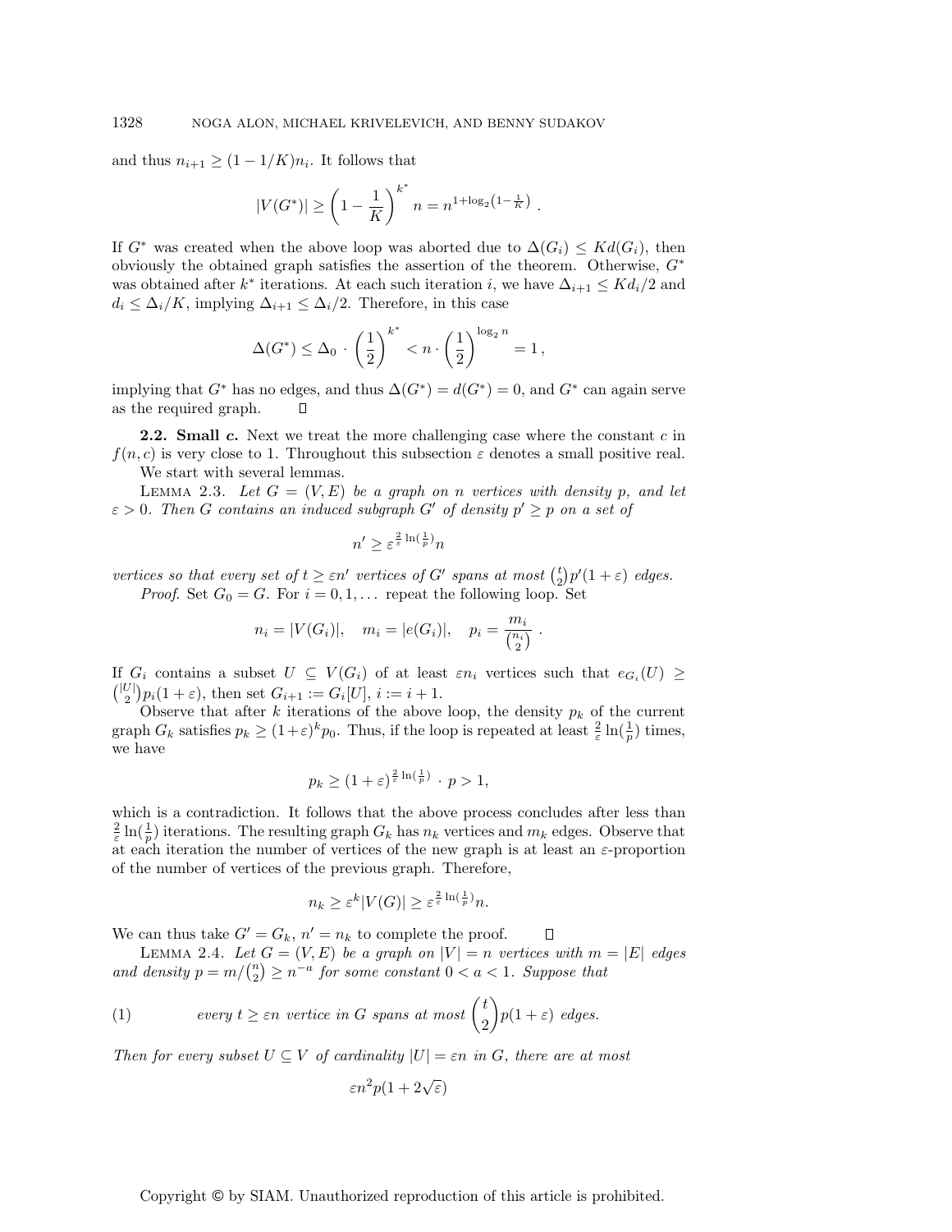and thus $n_{i+1} \geq (1 - 1/K)n_i$. It follows that

$$|V(G^*)| \geq \left(1 - \frac{1}{K}\right)^{k^*} n = n^{1+\log_2\left(1-\frac{1}{K}\right)} .$$

If $G^*$ was created when the above loop was aborted due to $\Delta(G_i) \leq Kd(G_i)$, then obviously the obtained graph satisfies the assertion of the theorem. Otherwise, $G^*$ was obtained after $k^*$ iterations. At each such iteration $i$, we have $\Delta_{i+1} \leq Kd_i/2$ and $d_i \leq \Delta_i/K$, implying $\Delta_{i+1} \leq \Delta_i/2$. Therefore, in this case

$$\Delta(G^*) \leq \Delta_0 \cdot \left(\frac{1}{2}\right)^{k^*} < n \cdot \left(\frac{1}{2}\right)^{\log_2 n} = 1 ,$$

implying that $G^*$ has no edges, and thus $\Delta(G^*) = d(G^*) = 0$, and $G^*$ can again serve as the required graph. $\square$

**2.2. Small *c*.** Next we treat the more challenging case where the constant $c$ in $f(n, c)$ is very close to 1. Throughout this subsection $\varepsilon$ denotes a small positive real.

We start with several lemmas.

Lemma 2.3. *Let $G = (V, E)$ be a graph on $n$ vertices with density $p$, and let $\varepsilon > 0$. Then $G$ contains an induced subgraph $G'$ of density $p' \geq p$ on a set of*

$$n' \geq \varepsilon^{\frac{2}{\varepsilon}\ln(\frac{1}{p})} n$$

*vertices so that every set of $t \geq \varepsilon n'$ vertices of $G'$ spans at most $\binom{t}{2}p'(1+\varepsilon)$ edges.*

*Proof.* Set $G_0 = G$. For $i = 0, 1, \ldots$ repeat the following loop. Set

$$n_i = |V(G_i)|, \quad m_i = |e(G_i)|, \quad p_i = \frac{m_i}{\binom{n_i}{2}} .$$

If $G_i$ contains a subset $U \subseteq V(G_i)$ of at least $\varepsilon n_i$ vertices such that $e_{G_i}(U) \geq \binom{|U|}{2}p_i(1+\varepsilon)$, then set $G_{i+1} := G_i[U]$, $i := i + 1$.

Observe that after $k$ iterations of the above loop, the density $p_k$ of the current graph $G_k$ satisfies $p_k \geq (1+\varepsilon)^k p_0$. Thus, if the loop is repeated at least $\frac{2}{\varepsilon}\ln(\frac{1}{p})$ times, we have

$$p_k \geq (1+\varepsilon)^{\frac{2}{\varepsilon}\ln(\frac{1}{p})} \cdot p > 1,$$

which is a contradiction. It follows that the above process concludes after less than $\frac{2}{\varepsilon}\ln(\frac{1}{p})$ iterations. The resulting graph $G_k$ has $n_k$ vertices and $m_k$ edges. Observe that at each iteration the number of vertices of the new graph is at least an $\varepsilon$-proportion of the number of vertices of the previous graph. Therefore,

$$n_k \geq \varepsilon^k |V(G)| \geq \varepsilon^{\frac{2}{\varepsilon}\ln(\frac{1}{p})} n.$$

We can thus take $G' = G_k$, $n' = n_k$ to complete the proof. $\square$

Lemma 2.4. *Let $G = (V, E)$ be a graph on $|V| = n$ vertices with $m = |E|$ edges and density $p = m/\binom{n}{2} \geq n^{-a}$ for some constant $0 < a < 1$. Suppose that*

$$\text{(1)} \qquad \textit{every } t \geq \varepsilon n \textit{ vertice in } G \textit{ spans at most } \binom{t}{2}p(1+\varepsilon) \textit{ edges.}$$

*Then for every subset $U \subseteq V$ of cardinality $|U| = \varepsilon n$ in $G$, there are at most*

$$\varepsilon n^2 p(1 + 2\sqrt{\varepsilon})$$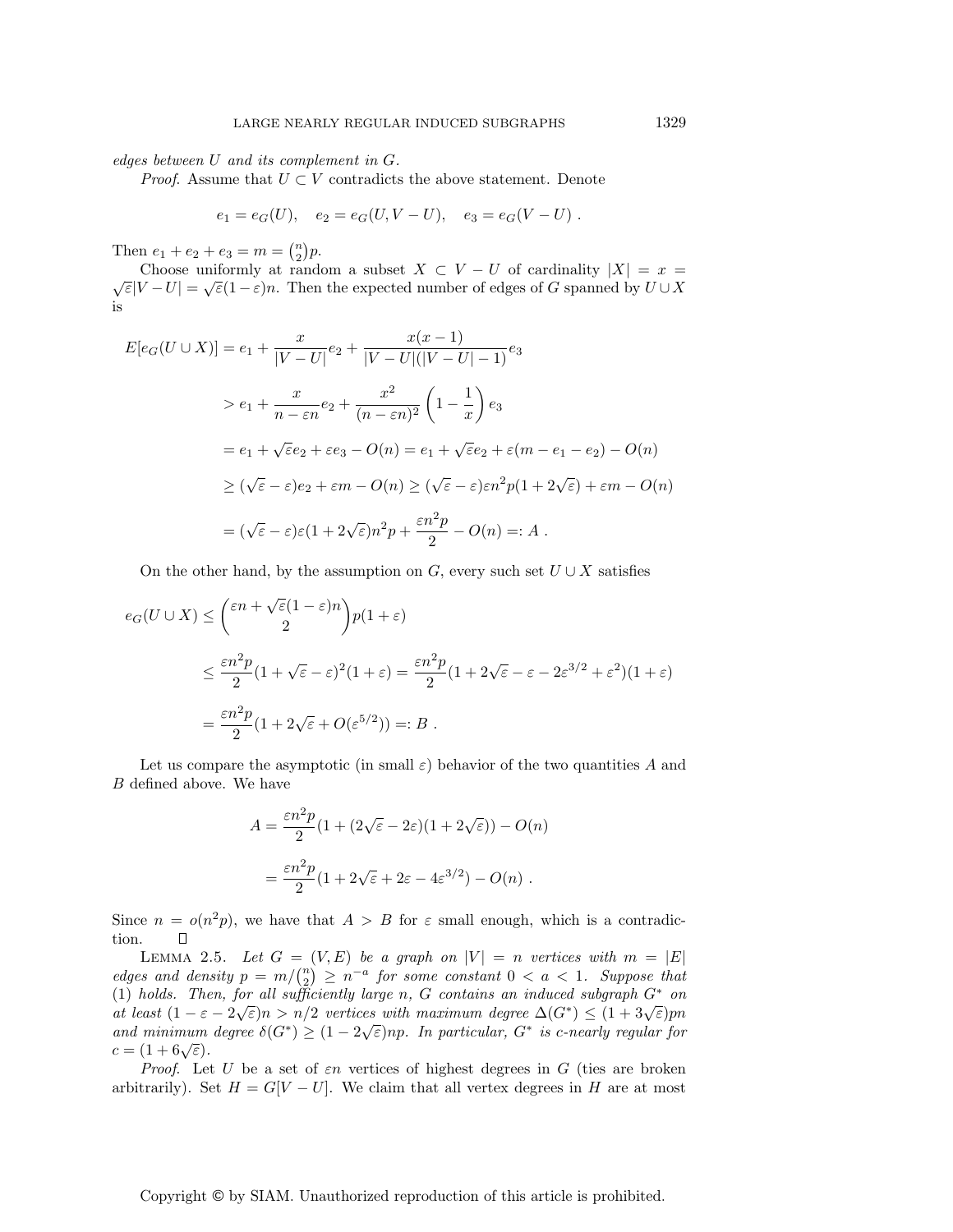*edges between $U$ and its complement in $G$.*

*Proof.* Assume that $U \subset V$ contradicts the above statement. Denote

$$e_1 = e_G(U), \quad e_2 = e_G(U, V-U), \quad e_3 = e_G(V-U) .$$

Then $e_1 + e_2 + e_3 = m = \binom{n}{2}p$.

Choose uniformly at random a subset $X \subset V - U$ of cardinality $|X| = x = \sqrt{\varepsilon}|V-U| = \sqrt{\varepsilon}(1-\varepsilon)n$. Then the expected number of edges of $G$ spanned by $U \cup X$ is

$$\begin{aligned}
E[e_G(U \cup X)] &= e_1 + \frac{x}{|V-U|}e_2 + \frac{x(x-1)}{|V-U|(|V-U|-1)}e_3 \\
&> e_1 + \frac{x}{n-\varepsilon n}e_2 + \frac{x^2}{(n-\varepsilon n)^2}\left(1 - \frac{1}{x}\right)e_3 \\
&= e_1 + \sqrt{\varepsilon}e_2 + \varepsilon e_3 - O(n) = e_1 + \sqrt{\varepsilon}e_2 + \varepsilon(m - e_1 - e_2) - O(n) \\
&\geq (\sqrt{\varepsilon} - \varepsilon)e_2 + \varepsilon m - O(n) \geq (\sqrt{\varepsilon} - \varepsilon)\varepsilon n^2 p(1 + 2\sqrt{\varepsilon}) + \varepsilon m - O(n) \\
&= (\sqrt{\varepsilon} - \varepsilon)\varepsilon(1 + 2\sqrt{\varepsilon})n^2 p + \frac{\varepsilon n^2 p}{2} - O(n) =: A .
\end{aligned}$$

On the other hand, by the assumption on $G$, every such set $U \cup X$ satisfies

$$\begin{aligned}
e_G(U \cup X) &\leq \binom{\varepsilon n + \sqrt{\varepsilon}(1-\varepsilon)n}{2}p(1+\varepsilon) \\
&\leq \frac{\varepsilon n^2 p}{2}(1 + \sqrt{\varepsilon} - \varepsilon)^2(1+\varepsilon) = \frac{\varepsilon n^2 p}{2}(1 + 2\sqrt{\varepsilon} - \varepsilon - 2\varepsilon^{3/2} + \varepsilon^2)(1+\varepsilon) \\
&= \frac{\varepsilon n^2 p}{2}(1 + 2\sqrt{\varepsilon} + O(\varepsilon^{5/2})) =: B .
\end{aligned}$$

Let us compare the asymptotic (in small $\varepsilon$) behavior of the two quantities $A$ and $B$ defined above. We have

$$\begin{aligned}
A &= \frac{\varepsilon n^2 p}{2}(1 + (2\sqrt{\varepsilon} - 2\varepsilon)(1 + 2\sqrt{\varepsilon})) - O(n) \\
&= \frac{\varepsilon n^2 p}{2}(1 + 2\sqrt{\varepsilon} + 2\varepsilon - 4\varepsilon^{3/2}) - O(n) .
\end{aligned}$$

Since $n = o(n^2 p)$, we have that $A > B$ for $\varepsilon$ small enough, which is a contradiction. $\square$

LEMMA 2.5. *Let $G = (V, E)$ be a graph on $|V| = n$ vertices with $m = |E|$ edges and density $p = m/\binom{n}{2} \geq n^{-a}$ for some constant $0 < a < 1$. Suppose that (1) holds. Then, for all sufficiently large $n$, $G$ contains an induced subgraph $G^*$ on at least $(1 - \varepsilon - 2\sqrt{\varepsilon})n > n/2$ vertices with maximum degree $\Delta(G^*) \leq (1 + 3\sqrt{\varepsilon})pn$ and minimum degree $\delta(G^*) \geq (1 - 2\sqrt{\varepsilon})np$. In particular, $G^*$ is $c$-nearly regular for $c = (1 + 6\sqrt{\varepsilon})$.*

*Proof.* Let $U$ be a set of $\varepsilon n$ vertices of highest degrees in $G$ (ties are broken arbitrarily). Set $H = G[V - U]$. We claim that all vertex degrees in $H$ are at most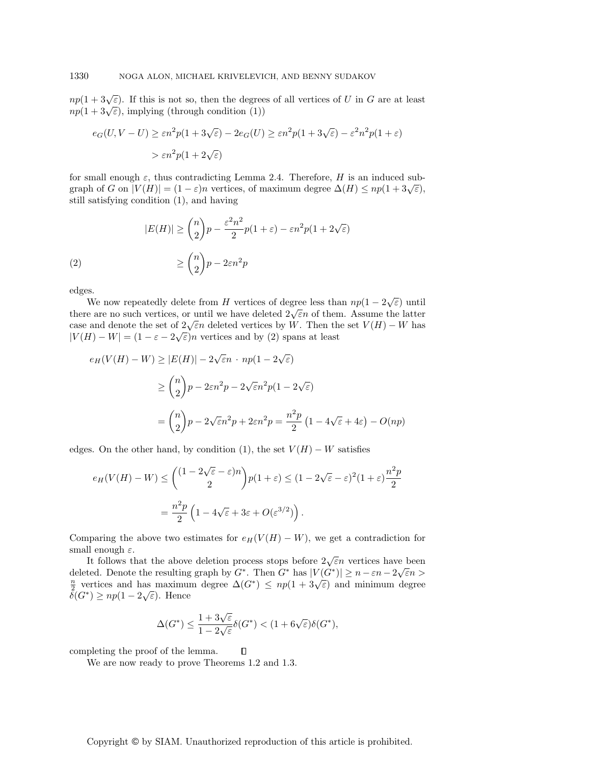$np(1+3\sqrt{\varepsilon})$. If this is not so, then the degrees of all vertices of $U$ in $G$ are at least $np(1+3\sqrt{\varepsilon})$, implying (through condition (1))

$$e_G(U, V-U) \geq \varepsilon n^2 p(1+3\sqrt{\varepsilon}) - 2e_G(U) \geq \varepsilon n^2 p(1+3\sqrt{\varepsilon}) - \varepsilon^2 n^2 p(1+\varepsilon)$$
$$> \varepsilon n^2 p(1+2\sqrt{\varepsilon})$$

for small enough $\varepsilon$, thus contradicting Lemma 2.4. Therefore, $H$ is an induced subgraph of $G$ on $|V(H)| = (1-\varepsilon)n$ vertices, of maximum degree $\Delta(H) \leq np(1+3\sqrt{\varepsilon})$, still satisfying condition (1), and having

$$|E(H)| \geq \binom{n}{2}p - \frac{\varepsilon^2 n^2}{2}p(1+\varepsilon) - \varepsilon n^2 p(1+2\sqrt{\varepsilon})$$
$$\geq \binom{n}{2}p - 2\varepsilon n^2 p \tag{2}$$

edges.

We now repeatedly delete from $H$ vertices of degree less than $np(1-2\sqrt{\varepsilon})$ until there are no such vertices, or until we have deleted $2\sqrt{\varepsilon}n$ of them. Assume the latter case and denote the set of $2\sqrt{\varepsilon}n$ deleted vertices by $W$. Then the set $V(H)-W$ has $|V(H)-W| = (1-\varepsilon-2\sqrt{\varepsilon})n$ vertices and by (2) spans at least

$$e_H(V(H)-W) \geq |E(H)| - 2\sqrt{\varepsilon}n \cdot np(1-2\sqrt{\varepsilon})$$
$$\geq \binom{n}{2}p - 2\varepsilon n^2 p - 2\sqrt{\varepsilon}n^2 p(1-2\sqrt{\varepsilon})$$
$$= \binom{n}{2}p - 2\sqrt{\varepsilon}n^2 p + 2\varepsilon n^2 p = \frac{n^2 p}{2}\left(1-4\sqrt{\varepsilon}+4\varepsilon\right) - O(np)$$

edges. On the other hand, by condition (1), the set $V(H)-W$ satisfies

$$e_H(V(H)-W) \leq \binom{(1-2\sqrt{\varepsilon}-\varepsilon)n}{2}p(1+\varepsilon) \leq (1-2\sqrt{\varepsilon}-\varepsilon)^2(1+\varepsilon)\frac{n^2 p}{2}$$
$$= \frac{n^2 p}{2}\left(1-4\sqrt{\varepsilon}+3\varepsilon+O(\varepsilon^{3/2})\right).$$

Comparing the above two estimates for $e_H(V(H)-W)$, we get a contradiction for small enough $\varepsilon$.

It follows that the above deletion process stops before $2\sqrt{\varepsilon}n$ vertices have been deleted. Denote the resulting graph by $G^*$. Then $G^*$ has $|V(G^*)| \geq n - \varepsilon n - 2\sqrt{\varepsilon}n > \frac{n}{2}$ vertices and has maximum degree $\Delta(G^*) \leq np(1+3\sqrt{\varepsilon})$ and minimum degree $\delta(G^*) \geq np(1-2\sqrt{\varepsilon})$. Hence

$$\Delta(G^*) \leq \frac{1+3\sqrt{\varepsilon}}{1-2\sqrt{\varepsilon}}\delta(G^*) < (1+6\sqrt{\varepsilon})\delta(G^*),$$

completing the proof of the lemma. $\square$

We are now ready to prove Theorems 1.2 and 1.3.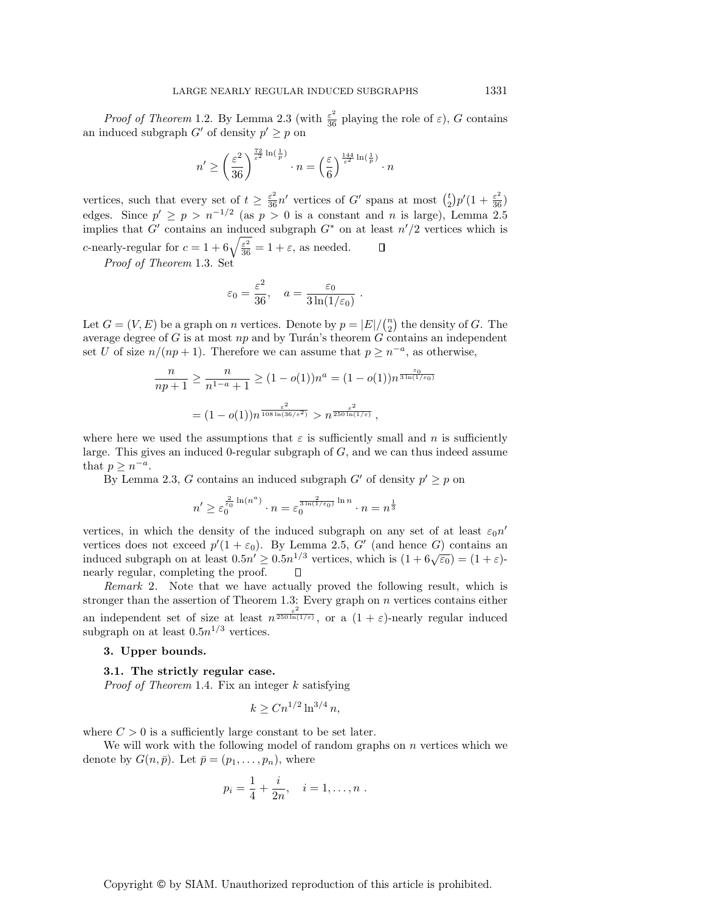*Proof of Theorem* 1.2. By Lemma 2.3 (with $\frac{\varepsilon^2}{36}$ playing the role of $\varepsilon$), $G$ contains an induced subgraph $G'$ of density $p' \geq p$ on

$$n' \geq \left(\frac{\varepsilon^2}{36}\right)^{\frac{72}{\varepsilon^2}\ln(\frac{1}{p})} \cdot n = \left(\frac{\varepsilon}{6}\right)^{\frac{144}{\varepsilon^2}\ln(\frac{1}{p})} \cdot n$$

vertices, such that every set of $t \geq \frac{\varepsilon^2}{36}n'$ vertices of $G'$ spans at most $\binom{t}{2}p'(1+\frac{\varepsilon^2}{36})$ edges. Since $p' \geq p > n^{-1/2}$ (as $p > 0$ is a constant and $n$ is large), Lemma 2.5 implies that $G'$ contains an induced subgraph $G^*$ on at least $n'/2$ vertices which is $c$-nearly-regular for $c = 1 + 6\sqrt{\frac{\varepsilon^2}{36}} = 1 + \varepsilon$, as needed. ∎

*Proof of Theorem* 1.3. Set

$$\varepsilon_0 = \frac{\varepsilon^2}{36}, \quad a = \frac{\varepsilon_0}{3\ln(1/\varepsilon_0)} .$$

Let $G = (V, E)$ be a graph on $n$ vertices. Denote by $p = |E|/\binom{n}{2}$ the density of $G$. The average degree of $G$ is at most $np$ and by Turán's theorem $G$ contains an independent set $U$ of size $n/(np+1)$. Therefore we can assume that $p \geq n^{-a}$, as otherwise,

$$\frac{n}{np+1} \geq \frac{n}{n^{1-a}+1} \geq (1-o(1))n^a = (1-o(1))n^{\frac{\varepsilon_0}{3\ln(1/\varepsilon_0)}}$$

$$= (1-o(1))n^{\frac{\varepsilon^2}{108\ln(36/\varepsilon^2)}} > n^{\frac{\varepsilon^2}{250\ln(1/\varepsilon)}} ,$$

where here we used the assumptions that $\varepsilon$ is sufficiently small and $n$ is sufficiently large. This gives an induced 0-regular subgraph of $G$, and we can thus indeed assume that $p \geq n^{-a}$.

By Lemma 2.3, $G$ contains an induced subgraph $G'$ of density $p' \geq p$ on

$$n' \geq \varepsilon_0^{\frac{2}{\varepsilon_0}\ln(n^a)} \cdot n = \varepsilon_0^{\frac{2}{3\ln(1/\varepsilon_0)}\ln n} \cdot n = n^{\frac{1}{3}}$$

vertices, in which the density of the induced subgraph on any set of at least $\varepsilon_0 n'$ vertices does not exceed $p'(1+\varepsilon_0)$. By Lemma 2.5, $G'$ (and hence $G$) contains an induced subgraph on at least $0.5n' \geq 0.5n^{1/3}$ vertices, which is $(1+6\sqrt{\varepsilon_0}) = (1+\varepsilon)$-nearly regular, completing the proof. ∎

*Remark* 2. Note that we have actually proved the following result, which is stronger than the assertion of Theorem 1.3: Every graph on $n$ vertices contains either an independent set of size at least $n^{\frac{\varepsilon^2}{250\ln(1/\varepsilon)}}$, or a $(1+\varepsilon)$-nearly regular induced subgraph on at least $0.5n^{1/3}$ vertices.

## 3. Upper bounds.

### 3.1. The strictly regular case.

*Proof of Theorem* 1.4. Fix an integer $k$ satisfying

$$k \geq Cn^{1/2}\ln^{3/4} n,$$

where $C > 0$ is a sufficiently large constant to be set later.

We will work with the following model of random graphs on $n$ vertices which we denote by $G(n, \bar{p})$. Let $\bar{p} = (p_1, \ldots, p_n)$, where

$$p_i = \frac{1}{4} + \frac{i}{2n}, \quad i = 1, \ldots, n .$$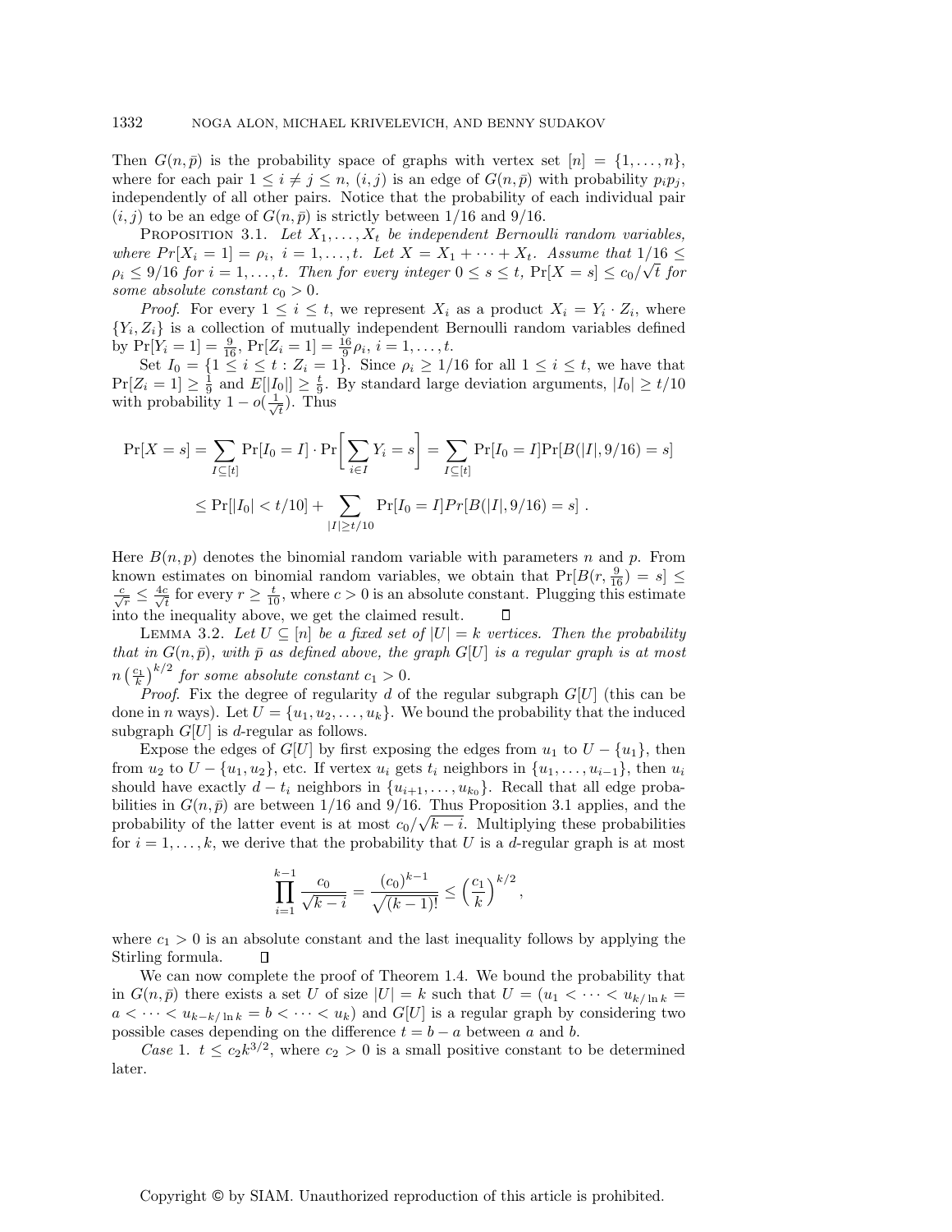Then $G(n, \bar{p})$ is the probability space of graphs with vertex set $[n] = \{1, \ldots, n\}$, where for each pair $1 \leq i \neq j \leq n$, $(i, j)$ is an edge of $G(n, \bar{p})$ with probability $p_i p_j$, independently of all other pairs. Notice that the probability of each individual pair $(i, j)$ to be an edge of $G(n, \bar{p})$ is strictly between $1/16$ and $9/16$.

PROPOSITION 3.1. *Let $X_1, \ldots, X_t$ be independent Bernoulli random variables, where $Pr[X_i = 1] = \rho_i$, $i = 1, \ldots, t$. Let $X = X_1 + \cdots + X_t$. Assume that $1/16 \leq \rho_i \leq 9/16$ for $i = 1, \ldots, t$. Then for every integer $0 \leq s \leq t$, $\Pr[X = s] \leq c_0/\sqrt{t}$ for some absolute constant $c_0 > 0$.*

*Proof.* For every $1 \leq i \leq t$, we represent $X_i$ as a product $X_i = Y_i \cdot Z_i$, where $\{Y_i, Z_i\}$ is a collection of mutually independent Bernoulli random variables defined by $\Pr[Y_i = 1] = \frac{9}{16}$, $\Pr[Z_i = 1] = \frac{16}{9}\rho_i$, $i = 1, \ldots, t$.

Set $I_0 = \{1 \leq i \leq t : Z_i = 1\}$. Since $\rho_i \geq 1/16$ for all $1 \leq i \leq t$, we have that $\Pr[Z_i = 1] \geq \frac{1}{9}$ and $E[|I_0|] \geq \frac{t}{9}$. By standard large deviation arguments, $|I_0| \geq t/10$ with probability $1 - o(\frac{1}{\sqrt{t}})$. Thus

$$\Pr[X = s] = \sum_{I \subseteq [t]} \Pr[I_0 = I] \cdot \Pr\left[\sum_{i \in I} Y_i = s\right] = \sum_{I \subseteq [t]} \Pr[I_0 = I] \Pr[B(|I|, 9/16) = s]$$

$$\leq \Pr[|I_0| < t/10] + \sum_{|I| \geq t/10} \Pr[I_0 = I] Pr[B(|I|, 9/16) = s] \ .$$

Here $B(n, p)$ denotes the binomial random variable with parameters $n$ and $p$. From known estimates on binomial random variables, we obtain that $\Pr[B(r, \frac{9}{16}) = s] \leq \frac{c}{\sqrt{r}} \leq \frac{4c}{\sqrt{t}}$ for every $r \geq \frac{t}{10}$, where $c > 0$ is an absolute constant. Plugging this estimate into the inequality above, we get the claimed result. $\square$

LEMMA 3.2. *Let $U \subseteq [n]$ be a fixed set of $|U| = k$ vertices. Then the probability that in $G(n, \bar{p})$, with $\bar{p}$ as defined above, the graph $G[U]$ is a regular graph is at most $n\left(\frac{c_1}{k}\right)^{k/2}$ for some absolute constant $c_1 > 0$.*

*Proof.* Fix the degree of regularity $d$ of the regular subgraph $G[U]$ (this can be done in $n$ ways). Let $U = \{u_1, u_2, \ldots, u_k\}$. We bound the probability that the induced subgraph $G[U]$ is $d$-regular as follows.

Expose the edges of $G[U]$ by first exposing the edges from $u_1$ to $U - \{u_1\}$, then from $u_2$ to $U - \{u_1, u_2\}$, etc. If vertex $u_i$ gets $t_i$ neighbors in $\{u_1, \ldots, u_{i-1}\}$, then $u_i$ should have exactly $d - t_i$ neighbors in $\{u_{i+1}, \ldots, u_{k_0}\}$. Recall that all edge probabilities in $G(n, \bar{p})$ are between $1/16$ and $9/16$. Thus Proposition 3.1 applies, and the probability of the latter event is at most $c_0/\sqrt{k - i}$. Multiplying these probabilities for $i = 1, \ldots, k$, we derive that the probability that $U$ is a $d$-regular graph is at most

$$\prod_{i=1}^{k-1} \frac{c_0}{\sqrt{k-i}} = \frac{(c_0)^{k-1}}{\sqrt{(k-1)!}} \leq \left(\frac{c_1}{k}\right)^{k/2},$$

where $c_1 > 0$ is an absolute constant and the last inequality follows by applying the Stirling formula. $\square$

We can now complete the proof of Theorem 1.4. We bound the probability that in $G(n, \bar{p})$ there exists a set $U$ of size $|U| = k$ such that $U = (u_1 < \cdots < u_{k/\ln k} = a < \cdots < u_{k - k/\ln k} = b < \cdots < u_k)$ and $G[U]$ is a regular graph by considering two possible cases depending on the difference $t = b - a$ between $a$ and $b$.

*Case* 1. $t \leq c_2 k^{3/2}$, where $c_2 > 0$ is a small positive constant to be determined later.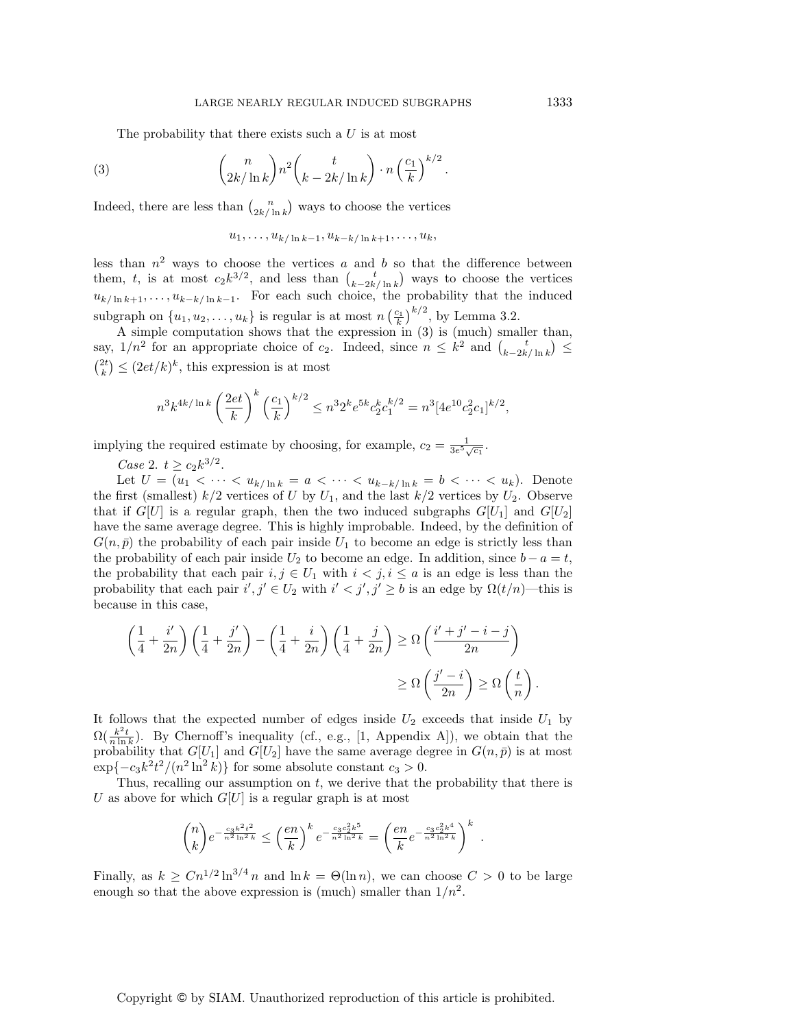The probability that there exists such a $U$ is at most

$$\binom{n}{2k/\ln k} n^2 \binom{t}{k-2k/\ln k} \cdot n \left(\frac{c_1}{k}\right)^{k/2}. \tag{3}$$

Indeed, there are less than $\binom{n}{2k/\ln k}$ ways to choose the vertices

$$u_1, \ldots, u_{k/\ln k - 1}, u_{k-k/\ln k+1}, \ldots, u_k,$$

less than $n^2$ ways to choose the vertices $a$ and $b$ so that the difference between them, $t$, is at most $c_2 k^{3/2}$, and less than $\binom{t}{k-2k/\ln k}$ ways to choose the vertices $u_{k/\ln k+1}, \ldots, u_{k-k/\ln k-1}$. For each such choice, the probability that the induced subgraph on $\{u_1, u_2, \ldots, u_k\}$ is regular is at most $n\left(\frac{c_1}{k}\right)^{k/2}$, by Lemma 3.2.

A simple computation shows that the expression in (3) is (much) smaller than, say, $1/n^2$ for an appropriate choice of $c_2$. Indeed, since $n \le k^2$ and $\binom{t}{k-2k/\ln k} \le \binom{2t}{k} \le (2et/k)^k$, this expression is at most

$$n^3 k^{4k/\ln k} \left(\frac{2et}{k}\right)^k \left(\frac{c_1}{k}\right)^{k/2} \le n^3 2^k e^{5k} c_2^k c_1^{k/2} = n^3 [4e^{10} c_2^2 c_1]^{k/2},$$

implying the required estimate by choosing, for example, $c_2 = \frac{1}{3e^5\sqrt{c_1}}$.

*Case* 2. $t \ge c_2 k^{3/2}$.

Let $U = (u_1 < \cdots < u_{k/\ln k} = a < \cdots < u_{k-k/\ln k} = b < \cdots < u_k)$. Denote the first (smallest) $k/2$ vertices of $U$ by $U_1$, and the last $k/2$ vertices by $U_2$. Observe that if $G[U]$ is a regular graph, then the two induced subgraphs $G[U_1]$ and $G[U_2]$ have the same average degree. This is highly improbable. Indeed, by the definition of $G(n, \bar{p})$ the probability of each pair inside $U_1$ to become an edge is strictly less than the probability of each pair inside $U_2$ to become an edge. In addition, since $b - a = t$, the probability that each pair $i, j \in U_1$ with $i < j, i \le a$ is an edge is less than the probability that each pair $i', j' \in U_2$ with $i' < j', j' \ge b$ is an edge by $\Omega(t/n)$—this is because in this case,

$$\left(\frac{1}{4} + \frac{i'}{2n}\right)\left(\frac{1}{4} + \frac{j'}{2n}\right) - \left(\frac{1}{4} + \frac{i}{2n}\right)\left(\frac{1}{4} + \frac{j}{2n}\right) \ge \Omega\left(\frac{i' + j' - i - j}{2n}\right)$$
$$\ge \Omega\left(\frac{j' - i}{2n}\right) \ge \Omega\left(\frac{t}{n}\right).$$

It follows that the expected number of edges inside $U_2$ exceeds that inside $U_1$ by $\Omega(\frac{k^2 t}{n \ln k})$. By Chernoff's inequality (cf., e.g., [1, Appendix A]), we obtain that the probability that $G[U_1]$ and $G[U_2]$ have the same average degree in $G(n, \bar{p})$ is at most $\exp\{-c_3 k^2 t^2/(n^2 \ln^2 k)\}$ for some absolute constant $c_3 > 0$.

Thus, recalling our assumption on $t$, we derive that the probability that there is $U$ as above for which $G[U]$ is a regular graph is at most

$$\binom{n}{k} e^{-\frac{c_3 k^2 t^2}{n^2 \ln^2 k}} \le \left(\frac{en}{k}\right)^k e^{-\frac{c_3 c_2^2 k^5}{n^2 \ln^2 k}} = \left(\frac{en}{k} e^{-\frac{c_3 c_2^2 k^4}{n^2 \ln^2 k}}\right)^k.$$

Finally, as $k \ge C n^{1/2} \ln^{3/4} n$ and $\ln k = \Theta(\ln n)$, we can choose $C > 0$ to be large enough so that the above expression is (much) smaller than $1/n^2$.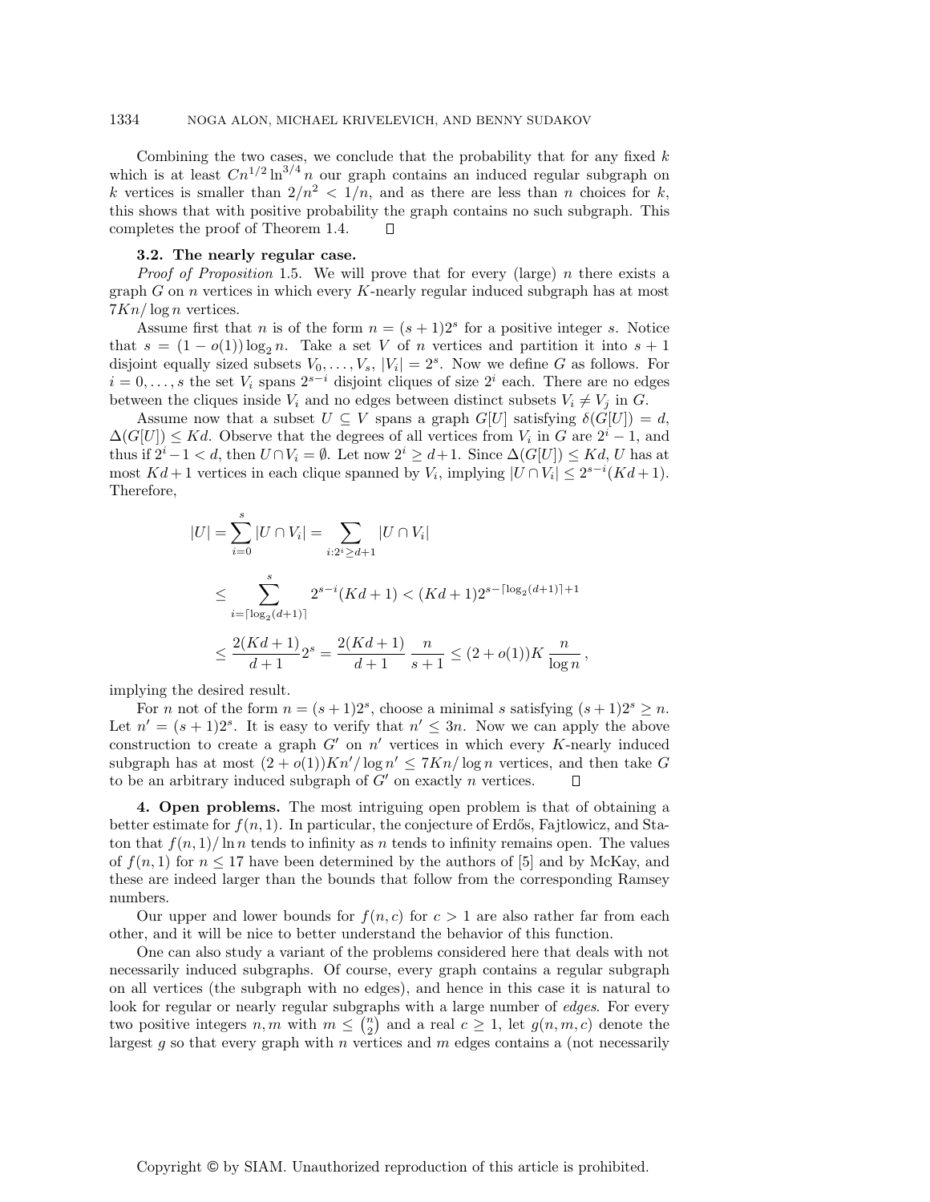Combining the two cases, we conclude that the probability that for any fixed $k$ which is at least $Cn^{1/2}\ln^{3/4} n$ our graph contains an induced regular subgraph on $k$ vertices is smaller than $2/n^2 < 1/n$, and as there are less than $n$ choices for $k$, this shows that with positive probability the graph contains no such subgraph. This completes the proof of Theorem 1.4. $\square$

**3.2. The nearly regular case.**

*Proof of Proposition* 1.5. We will prove that for every (large) $n$ there exists a graph $G$ on $n$ vertices in which every $K$-nearly regular induced subgraph has at most $7Kn/\log n$ vertices.

Assume first that $n$ is of the form $n = (s+1)2^s$ for a positive integer $s$. Notice that $s = (1-o(1))\log_2 n$. Take a set $V$ of $n$ vertices and partition it into $s+1$ disjoint equally sized subsets $V_0, \ldots, V_s$, $|V_i| = 2^s$. Now we define $G$ as follows. For $i = 0, \ldots, s$ the set $V_i$ spans $2^{s-i}$ disjoint cliques of size $2^i$ each. There are no edges between the cliques inside $V_i$ and no edges between distinct subsets $V_i \neq V_j$ in $G$.

Assume now that a subset $U \subseteq V$ spans a graph $G[U]$ satisfying $\delta(G[U]) = d$, $\Delta(G[U]) \leq Kd$. Observe that the degrees of all vertices from $V_i$ in $G$ are $2^i - 1$, and thus if $2^i - 1 < d$, then $U \cap V_i = \emptyset$. Let now $2^i \geq d+1$. Since $\Delta(G[U]) \leq Kd$, $U$ has at most $Kd+1$ vertices in each clique spanned by $V_i$, implying $|U \cap V_i| \leq 2^{s-i}(Kd+1)$. Therefore,

$$
\begin{aligned}
|U| = \sum_{i=0}^{s} |U \cap V_i| &= \sum_{i:2^i \geq d+1} |U \cap V_i| \\
&\leq \sum_{i=\lceil \log_2(d+1) \rceil}^{s} 2^{s-i}(Kd+1) < (Kd+1)2^{s-\lceil \log_2(d+1) \rceil + 1} \\
&\leq \frac{2(Kd+1)}{d+1} 2^s = \frac{2(Kd+1)}{d+1} \frac{n}{s+1} \leq (2+o(1))K \frac{n}{\log n}\,,
\end{aligned}
$$

implying the desired result.

For $n$ not of the form $n = (s+1)2^s$, choose a minimal $s$ satisfying $(s+1)2^s \geq n$. Let $n' = (s+1)2^s$. It is easy to verify that $n' \leq 3n$. Now we can apply the above construction to create a graph $G'$ on $n'$ vertices in which every $K$-nearly induced subgraph has at most $(2+o(1))Kn'/\log n' \leq 7Kn/\log n$ vertices, and then take $G$ to be an arbitrary induced subgraph of $G'$ on exactly $n$ vertices. $\square$

**4. Open problems.** The most intriguing open problem is that of obtaining a better estimate for $f(n,1)$. In particular, the conjecture of Erdős, Fajtlowicz, and Staton that $f(n,1)/\ln n$ tends to infinity as $n$ tends to infinity remains open. The values of $f(n,1)$ for $n \leq 17$ have been determined by the authors of [5] and by McKay, and these are indeed larger than the bounds that follow from the corresponding Ramsey numbers.

Our upper and lower bounds for $f(n,c)$ for $c > 1$ are also rather far from each other, and it will be nice to better understand the behavior of this function.

One can also study a variant of the problems considered here that deals with not necessarily induced subgraphs. Of course, every graph contains a regular subgraph on all vertices (the subgraph with no edges), and hence in this case it is natural to look for regular or nearly regular subgraphs with a large number of *edges*. For every two positive integers $n, m$ with $m \leq \binom{n}{2}$ and a real $c \geq 1$, let $g(n,m,c)$ denote the largest $g$ so that every graph with $n$ vertices and $m$ edges contains a (not necessarily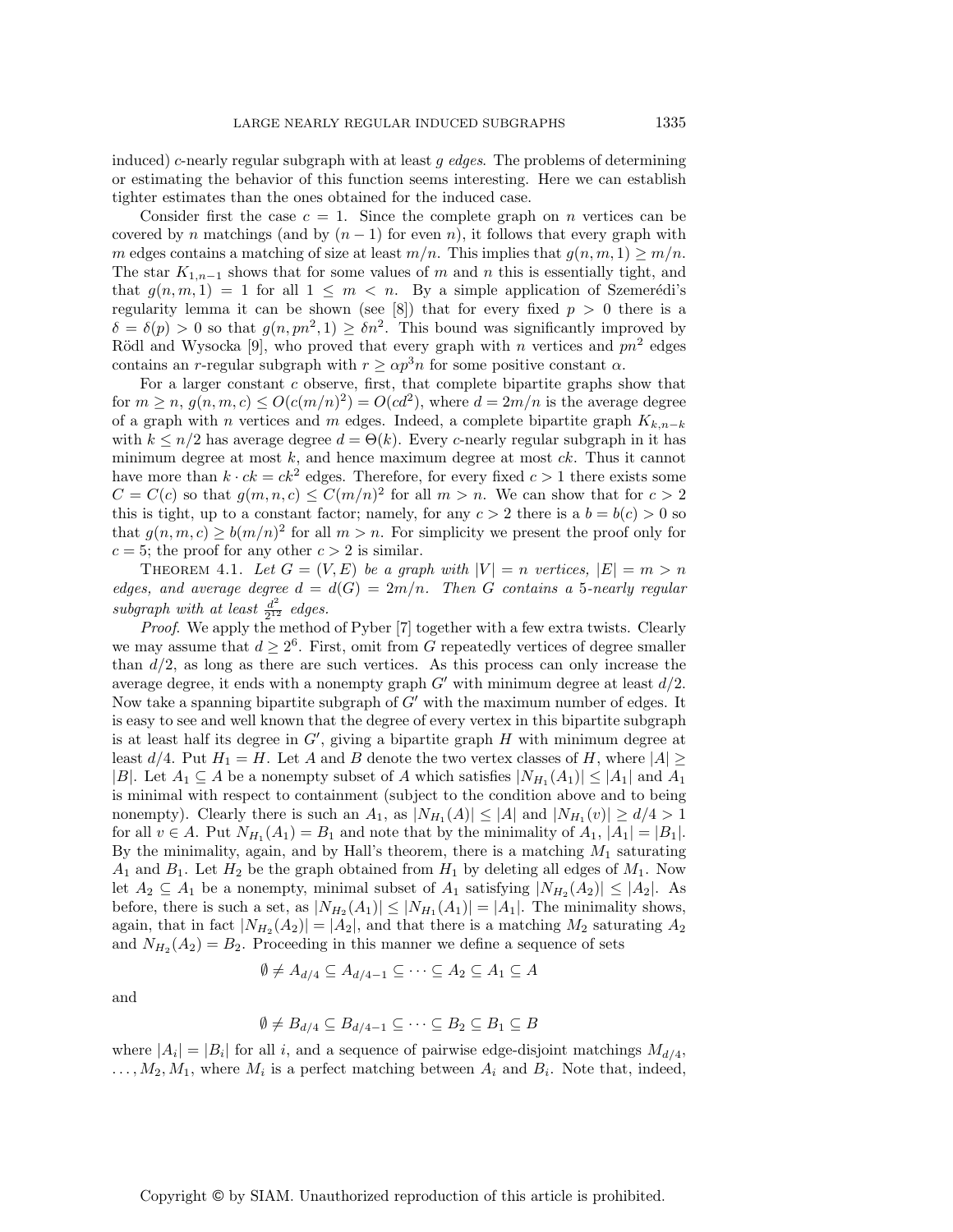induced) $c$-nearly regular subgraph with at least $g$ *edges*. The problems of determining or estimating the behavior of this function seems interesting. Here we can establish tighter estimates than the ones obtained for the induced case.

Consider first the case $c = 1$. Since the complete graph on $n$ vertices can be covered by $n$ matchings (and by $(n-1)$ for even $n$), it follows that every graph with $m$ edges contains a matching of size at least $m/n$. This implies that $g(n, m, 1) \geq m/n$. The star $K_{1,n-1}$ shows that for some values of $m$ and $n$ this is essentially tight, and that $g(n, m, 1) = 1$ for all $1 \leq m < n$. By a simple application of Szemerédi's regularity lemma it can be shown (see [8]) that for every fixed $p > 0$ there is a $\delta = \delta(p) > 0$ so that $g(n, pn^2, 1) \geq \delta n^2$. This bound was significantly improved by Rödl and Wysocka [9], who proved that every graph with $n$ vertices and $pn^2$ edges contains an $r$-regular subgraph with $r \geq \alpha p^3 n$ for some positive constant $\alpha$.

For a larger constant $c$ observe, first, that complete bipartite graphs show that for $m \geq n$, $g(n, m, c) \leq O(c(m/n)^2) = O(cd^2)$, where $d = 2m/n$ is the average degree of a graph with $n$ vertices and $m$ edges. Indeed, a complete bipartite graph $K_{k,n-k}$ with $k \leq n/2$ has average degree $d = \Theta(k)$. Every $c$-nearly regular subgraph in it has minimum degree at most $k$, and hence maximum degree at most $ck$. Thus it cannot have more than $k \cdot ck = ck^2$ edges. Therefore, for every fixed $c > 1$ there exists some $C = C(c)$ so that $g(m, n, c) \leq C(m/n)^2$ for all $m > n$. We can show that for $c > 2$ this is tight, up to a constant factor; namely, for any $c > 2$ there is a $b = b(c) > 0$ so that $g(n, m, c) \geq b(m/n)^2$ for all $m > n$. For simplicity we present the proof only for $c = 5$; the proof for any other $c > 2$ is similar.

Theorem 4.1. *Let $G = (V, E)$ be a graph with $|V| = n$ vertices, $|E| = m > n$ edges, and average degree $d = d(G) = 2m/n$. Then $G$ contains a 5-nearly regular subgraph with at least $\frac{d^2}{2^{12}}$ edges.*

*Proof.* We apply the method of Pyber [7] together with a few extra twists. Clearly we may assume that $d \geq 2^6$. First, omit from $G$ repeatedly vertices of degree smaller than $d/2$, as long as there are such vertices. As this process can only increase the average degree, it ends with a nonempty graph $G'$ with minimum degree at least $d/2$. Now take a spanning bipartite subgraph of $G'$ with the maximum number of edges. It is easy to see and well known that the degree of every vertex in this bipartite subgraph is at least half its degree in $G'$, giving a bipartite graph $H$ with minimum degree at least $d/4$. Put $H_1 = H$. Let $A$ and $B$ denote the two vertex classes of $H$, where $|A| \geq |B|$. Let $A_1 \subseteq A$ be a nonempty subset of $A$ which satisfies $|N_{H_1}(A_1)| \leq |A_1|$ and $A_1$ is minimal with respect to containment (subject to the condition above and to being nonempty). Clearly there is such an $A_1$, as $|N_{H_1}(A)| \leq |A|$ and $|N_{H_1}(v)| \geq d/4 > 1$ for all $v \in A$. Put $N_{H_1}(A_1) = B_1$ and note that by the minimality of $A_1$, $|A_1| = |B_1|$. By the minimality, again, and by Hall's theorem, there is a matching $M_1$ saturating $A_1$ and $B_1$. Let $H_2$ be the graph obtained from $H_1$ by deleting all edges of $M_1$. Now let $A_2 \subseteq A_1$ be a nonempty, minimal subset of $A_1$ satisfying $|N_{H_2}(A_2)| \leq |A_2|$. As before, there is such a set, as $|N_{H_2}(A_1)| \leq |N_{H_1}(A_1)| = |A_1|$. The minimality shows, again, that in fact $|N_{H_2}(A_2)| = |A_2|$, and that there is a matching $M_2$ saturating $A_2$ and $N_{H_2}(A_2) = B_2$. Proceeding in this manner we define a sequence of sets

$$\emptyset \neq A_{d/4} \subseteq A_{d/4-1} \subseteq \cdots \subseteq A_2 \subseteq A_1 \subseteq A$$

and

$$\emptyset \neq B_{d/4} \subseteq B_{d/4-1} \subseteq \cdots \subseteq B_2 \subseteq B_1 \subseteq B$$

where $|A_i| = |B_i|$ for all $i$, and a sequence of pairwise edge-disjoint matchings $M_{d/4}$, $\ldots, M_2, M_1$, where $M_i$ is a perfect matching between $A_i$ and $B_i$. Note that, indeed,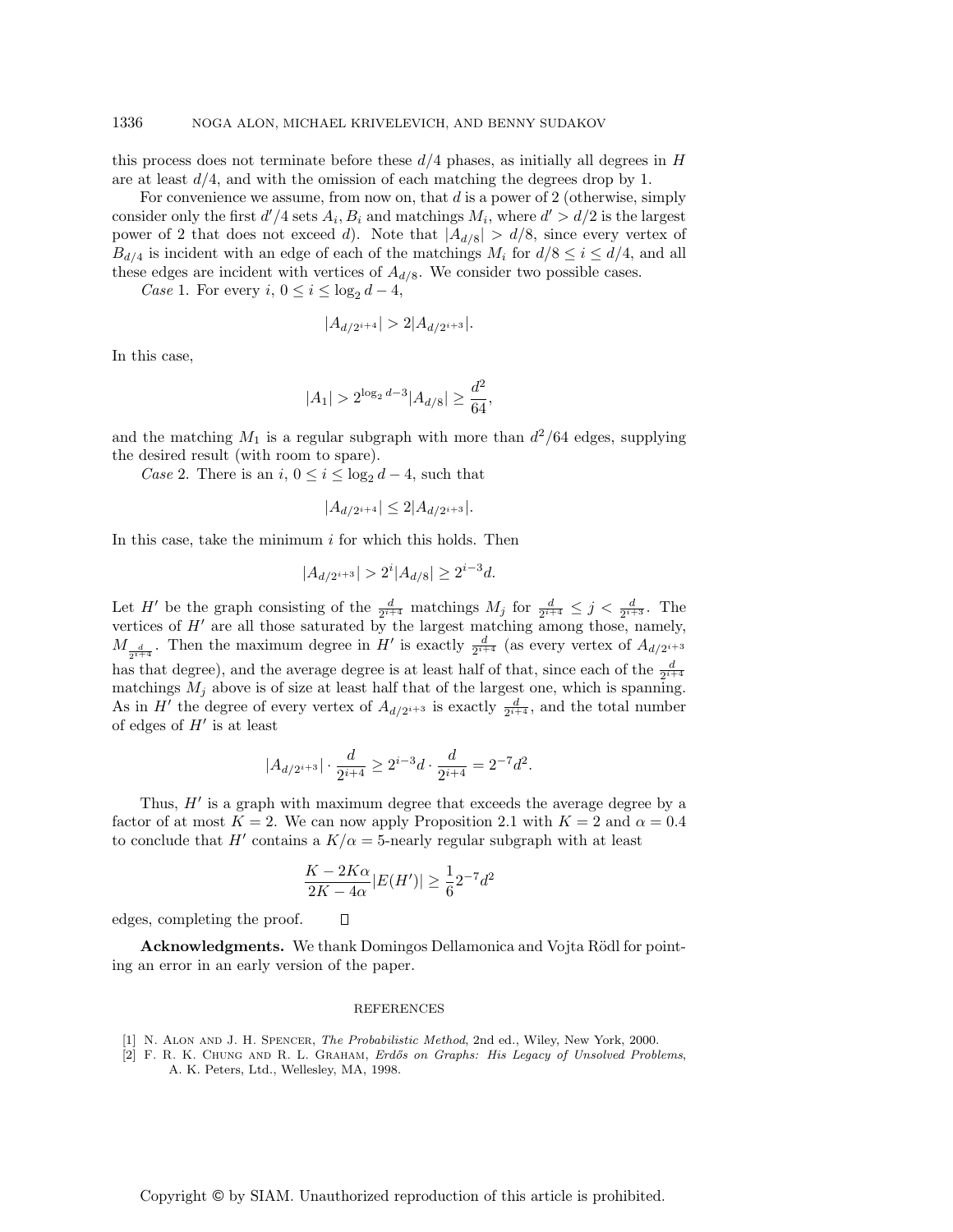this process does not terminate before these $d/4$ phases, as initially all degrees in $H$ are at least $d/4$, and with the omission of each matching the degrees drop by 1.

For convenience we assume, from now on, that $d$ is a power of 2 (otherwise, simply consider only the first $d'/4$ sets $A_i, B_i$ and matchings $M_i$, where $d' > d/2$ is the largest power of 2 that does not exceed $d$). Note that $|A_{d/8}| > d/8$, since every vertex of $B_{d/4}$ is incident with an edge of each of the matchings $M_i$ for $d/8 \le i \le d/4$, and all these edges are incident with vertices of $A_{d/8}$. We consider two possible cases.

*Case* 1. For every $i$, $0 \le i \le \log_2 d - 4$,

$$|A_{d/2^{i+4}}| > 2|A_{d/2^{i+3}}|.$$

In this case,

$$|A_1| > 2^{\log_2 d - 3}|A_{d/8}| \ge \frac{d^2}{64},$$

and the matching $M_1$ is a regular subgraph with more than $d^2/64$ edges, supplying the desired result (with room to spare).

*Case* 2. There is an $i$, $0 \le i \le \log_2 d - 4$, such that

$$|A_{d/2^{i+4}}| \le 2|A_{d/2^{i+3}}|.$$

In this case, take the minimum $i$ for which this holds. Then

$$|A_{d/2^{i+3}}| > 2^i|A_{d/8}| \ge 2^{i-3}d.$$

Let $H'$ be the graph consisting of the $\frac{d}{2^{i+4}}$ matchings $M_j$ for $\frac{d}{2^{i+4}} \le j < \frac{d}{2^{i+3}}$. The vertices of $H'$ are all those saturated by the largest matching among those, namely, $M_{\frac{d}{2^{i+4}}}$. Then the maximum degree in $H'$ is exactly $\frac{d}{2^{i+4}}$ (as every vertex of $A_{d/2^{i+3}}$ has that degree), and the average degree is at least half of that, since each of the $\frac{d}{2^{i+4}}$ matchings $M_j$ above is of size at least half that of the largest one, which is spanning. As in $H'$ the degree of every vertex of $A_{d/2^{i+3}}$ is exactly $\frac{d}{2^{i+4}}$, and the total number of edges of $H'$ is at least

$$|A_{d/2^{i+3}}| \cdot \frac{d}{2^{i+4}} \ge 2^{i-3}d \cdot \frac{d}{2^{i+4}} = 2^{-7}d^2.$$

Thus, $H'$ is a graph with maximum degree that exceeds the average degree by a factor of at most $K = 2$. We can now apply Proposition 2.1 with $K = 2$ and $\alpha = 0.4$ to conclude that $H'$ contains a $K/\alpha = 5$-nearly regular subgraph with at least

$$\frac{K - 2K\alpha}{2K - 4\alpha}|E(H')| \ge \frac{1}{6}2^{-7}d^2$$

edges, completing the proof. $\square$

**Acknowledgments.** We thank Domingos Dellamonica and Vojta Rödl for pointing an error in an early version of the paper.

## REFERENCES

[1] N. Alon and J. H. Spencer, *The Probabilistic Method*, 2nd ed., Wiley, New York, 2000.

[2] F. R. K. Chung and R. L. Graham, *Erdős on Graphs: His Legacy of Unsolved Problems*, A. K. Peters, Ltd., Wellesley, MA, 1998.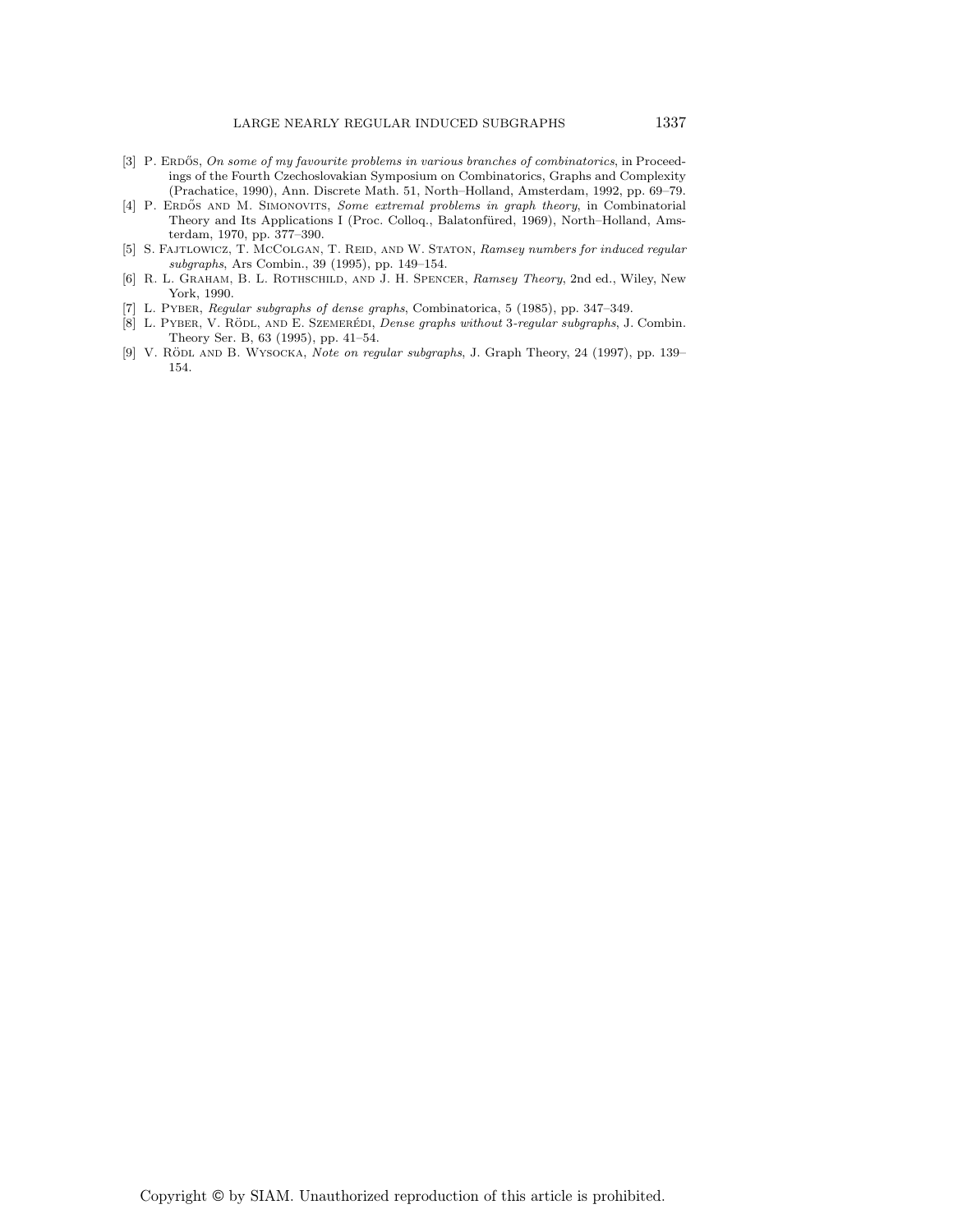[3] P. Erdős, *On some of my favourite problems in various branches of combinatorics*, in Proceedings of the Fourth Czechoslovakian Symposium on Combinatorics, Graphs and Complexity (Prachatice, 1990), Ann. Discrete Math. 51, North–Holland, Amsterdam, 1992, pp. 69–79.

[4] P. Erdős and M. Simonovits, *Some extremal problems in graph theory*, in Combinatorial Theory and Its Applications I (Proc. Colloq., Balatonfüred, 1969), North–Holland, Amsterdam, 1970, pp. 377–390.

[5] S. Fajtlowicz, T. McColgan, T. Reid, and W. Staton, *Ramsey numbers for induced regular subgraphs*, Ars Combin., 39 (1995), pp. 149–154.

[6] R. L. Graham, B. L. Rothschild, and J. H. Spencer, *Ramsey Theory*, 2nd ed., Wiley, New York, 1990.

[7] L. Pyber, *Regular subgraphs of dense graphs*, Combinatorica, 5 (1985), pp. 347–349.

[8] L. Pyber, V. Rödl, and E. Szemerédi, *Dense graphs without* 3*-regular subgraphs*, J. Combin. Theory Ser. B, 63 (1995), pp. 41–54.

[9] V. Rödl and B. Wysocka, *Note on regular subgraphs*, J. Graph Theory, 24 (1997), pp. 139–154.